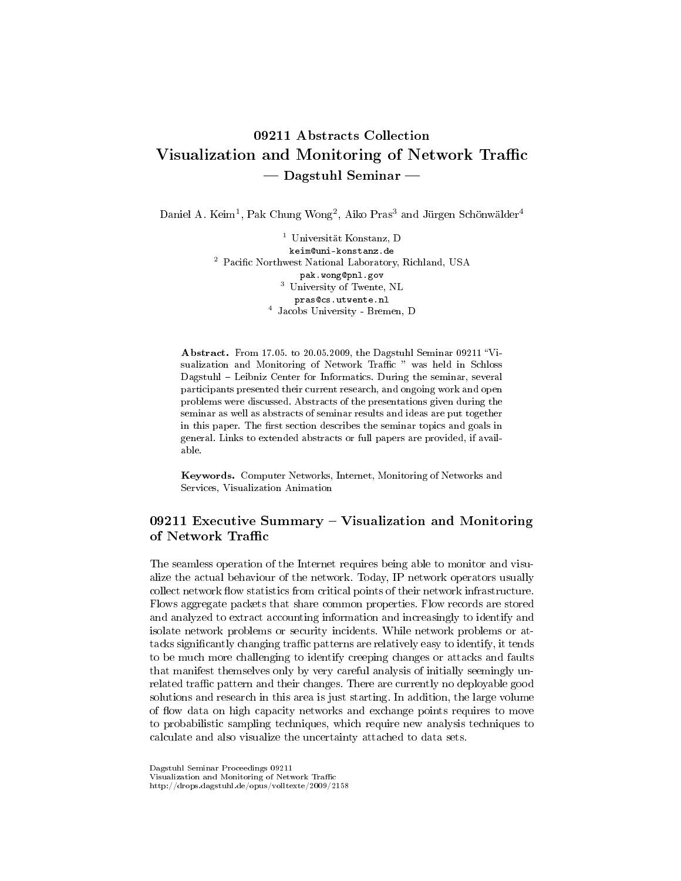# 09211 Abstracts Collection
# Visualization and Monitoring of Network Traffic
## — Dagstuhl Seminar —

Daniel A. Keim[1], Pak Chung Wong[2], Aiko Pras[3] and Jürgen Schönwälder[4]

[1] Universität Konstanz, D
keim@uni-konstanz.de
[2] Pacific Northwest National Laboratory, Richland, USA
pak.wong@pnl.gov
[3] University of Twente, NL
pras@cs.utwente.nl
[4] Jacobs University - Bremen, D

**Abstract.** From 17.05. to 20.05.2009, the Dagstuhl Seminar 09211 "Visualization and Monitoring of Network Traffic " was held in Schloss Dagstuhl – Leibniz Center for Informatics. During the seminar, several participants presented their current research, and ongoing work and open problems were discussed. Abstracts of the presentations given during the seminar as well as abstracts of seminar results and ideas are put together in this paper. The first section describes the seminar topics and goals in general. Links to extended abstracts or full papers are provided, if available.

**Keywords.** Computer Networks, Internet, Monitoring of Networks and Services, Visualization Animation

## 09211 Executive Summary – Visualization and Monitoring of Network Traffic

The seamless operation of the Internet requires being able to monitor and visualize the actual behaviour of the network. Today, IP network operators usually collect network flow statistics from critical points of their network infrastructure. Flows aggregate packets that share common properties. Flow records are stored and analyzed to extract accounting information and increasingly to identify and isolate network problems or security incidents. While network problems or attacks significantly changing traffic patterns are relatively easy to identify, it tends to be much more challenging to identify creeping changes or attacks and faults that manifest themselves only by very careful analysis of initially seemingly unrelated traffic pattern and their changes. There are currently no deployable good solutions and research in this area is just starting. In addition, the large volume of flow data on high capacity networks and exchange points requires to move to probabilistic sampling techniques, which require new analysis techniques to calculate and also visualize the uncertainty attached to data sets.

Dagstuhl Seminar Proceedings 09211
Visualization and Monitoring of Network Traffic
http://drops.dagstuhl.de/opus/volltexte/2009/2158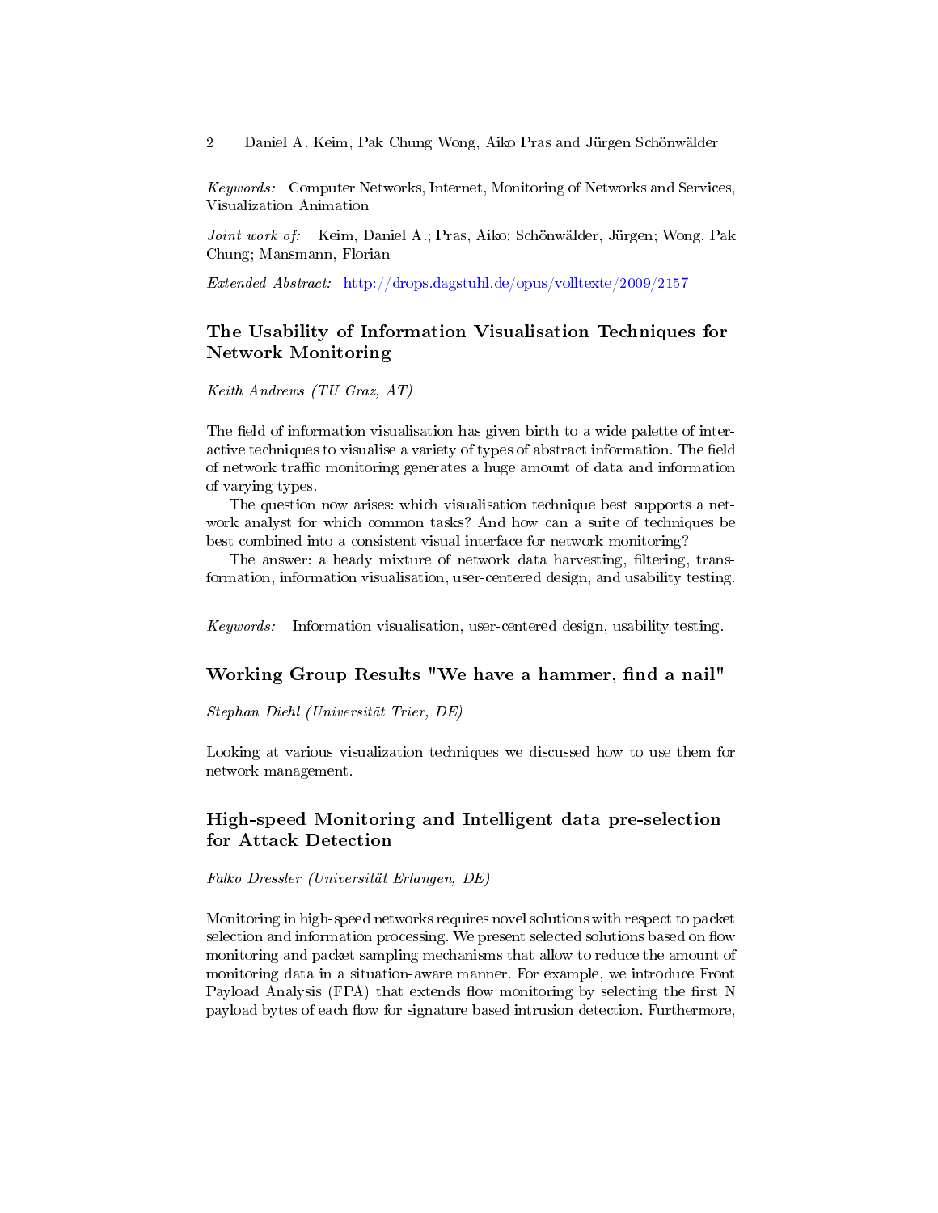*Keywords:* Computer Networks, Internet, Monitoring of Networks and Services, Visualization Animation

*Joint work of:* Keim, Daniel A.; Pras, Aiko; Schönwälder, Jürgen; Wong, Pak Chung; Mansmann, Florian

*Extended Abstract:* http://drops.dagstuhl.de/opus/volltexte/2009/2157

## The Usability of Information Visualisation Techniques for Network Monitoring

*Keith Andrews (TU Graz, AT)*

The field of information visualisation has given birth to a wide palette of interactive techniques to visualise a variety of types of abstract information. The field of network traffic monitoring generates a huge amount of data and information of varying types.

The question now arises: which visualisation technique best supports a network analyst for which common tasks? And how can a suite of techniques be best combined into a consistent visual interface for network monitoring?

The answer: a heady mixture of network data harvesting, filtering, transformation, information visualisation, user-centered design, and usability testing.

*Keywords:* Information visualisation, user-centered design, usability testing.

## Working Group Results "We have a hammer, find a nail"

*Stephan Diehl (Universität Trier, DE)*

Looking at various visualization techniques we discussed how to use them for network management.

## High-speed Monitoring and Intelligent data pre-selection for Attack Detection

*Falko Dressler (Universität Erlangen, DE)*

Monitoring in high-speed networks requires novel solutions with respect to packet selection and information processing. We present selected solutions based on flow monitoring and packet sampling mechanisms that allow to reduce the amount of monitoring data in a situation-aware manner. For example, we introduce Front Payload Analysis (FPA) that extends flow monitoring by selecting the first N payload bytes of each flow for signature based intrusion detection. Furthermore,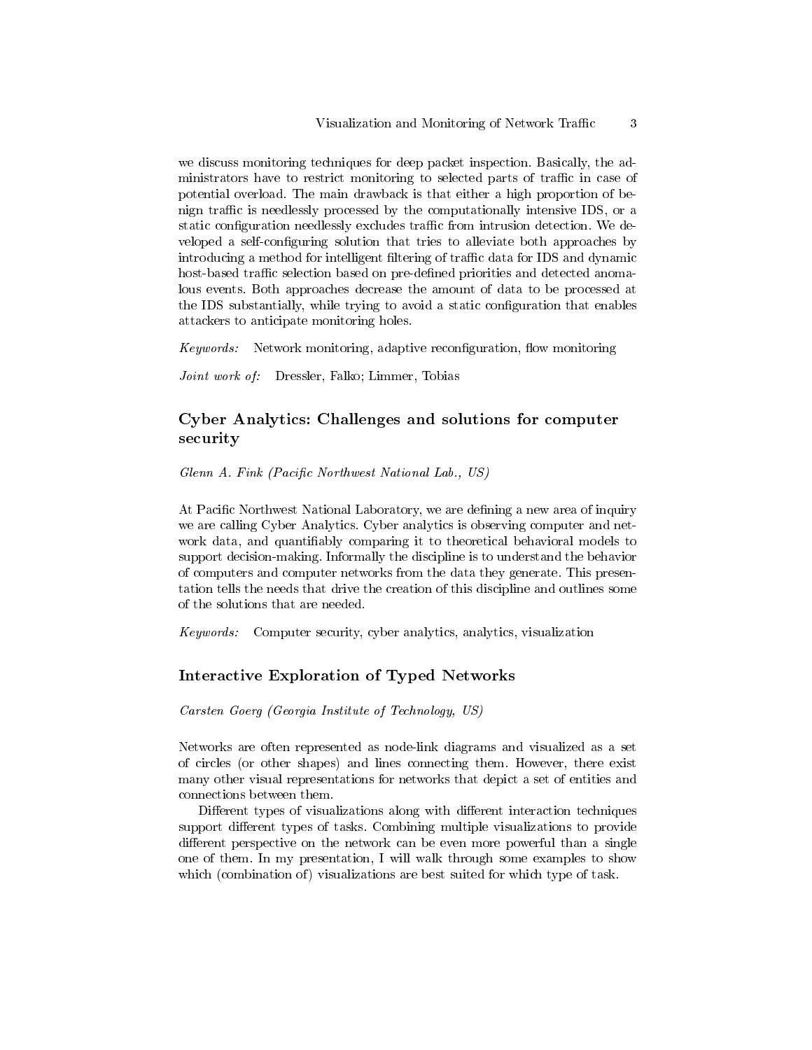we discuss monitoring techniques for deep packet inspection. Basically, the administrators have to restrict monitoring to selected parts of traffic in case of potential overload. The main drawback is that either a high proportion of benign traffic is needlessly processed by the computationally intensive IDS, or a static configuration needlessly excludes traffic from intrusion detection. We developed a self-configuring solution that tries to alleviate both approaches by introducing a method for intelligent filtering of traffic data for IDS and dynamic host-based traffic selection based on pre-defined priorities and detected anomalous events. Both approaches decrease the amount of data to be processed at the IDS substantially, while trying to avoid a static configuration that enables attackers to anticipate monitoring holes.

*Keywords:* Network monitoring, adaptive reconfiguration, flow monitoring

*Joint work of:* Dressler, Falko; Limmer, Tobias

## Cyber Analytics: Challenges and solutions for computer security

*Glenn A. Fink (Pacific Northwest National Lab., US)*

At Pacific Northwest National Laboratory, we are defining a new area of inquiry we are calling Cyber Analytics. Cyber analytics is observing computer and network data, and quantifiably comparing it to theoretical behavioral models to support decision-making. Informally the discipline is to understand the behavior of computers and computer networks from the data they generate. This presentation tells the needs that drive the creation of this discipline and outlines some of the solutions that are needed.

*Keywords:* Computer security, cyber analytics, analytics, visualization

## Interactive Exploration of Typed Networks

*Carsten Goerg (Georgia Institute of Technology, US)*

Networks are often represented as node-link diagrams and visualized as a set of circles (or other shapes) and lines connecting them. However, there exist many other visual representations for networks that depict a set of entities and connections between them.

Different types of visualizations along with different interaction techniques support different types of tasks. Combining multiple visualizations to provide different perspective on the network can be even more powerful than a single one of them. In my presentation, I will walk through some examples to show which (combination of) visualizations are best suited for which type of task.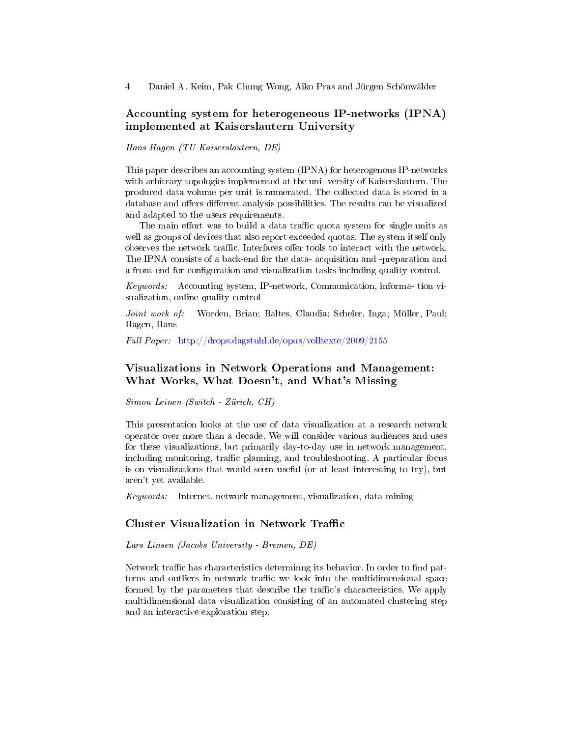## Accounting system for heterogeneous IP-networks (IPNA) implemented at Kaiserslautern University

*Hans Hagen (TU Kaiserslautern, DE)*

This paper describes an accounting system (IPNA) for heterogenous IP-networks with arbitrary topologies implemented at the uni- versity of Kaiserslautern. The produced data volume per unit is numerated. The collected data is stored in a database and offers different analysis possibilities. The results can be visualized and adapted to the users requirements.

The main effort was to build a data traffic quota system for single units as well as groups of devices that also report exceeded quotas. The system itself only observes the network traffic. Interfaces offer tools to interact with the network. The IPNA consists of a back-end for the data- acquisition and -preparation and a front-end for configuration and visualization tasks including quality control.

*Keywords:* Accounting system, IP-network, Communication, informa- tion visualization, online quality control

*Joint work of:* Worden, Brian; Baltes, Claudia; Scheler, Inga; Müller, Paul; Hagen, Hans

*Full Paper:* http://drops.dagstuhl.de/opus/volltexte/2009/2155

## Visualizations in Network Operations and Management: What Works, What Doesn't, and What's Missing

*Simon Leinen (Switch - Zürich, CH)*

This presentation looks at the use of data visualization at a research network operator over more than a decade. We will consider various audiences and uses for these visualizations, but primarily day-to-day use in network management, including monitoring, traffic planning, and troubleshooting. A particular focus is on visualizations that would seem useful (or at least interesting to try), but aren't yet available.

*Keywords:* Internet, network management, visualization, data mining

## Cluster Visualization in Network Traffic

*Lars Linsen (Jacobs University - Bremen, DE)*

Network traffic has characteristics determinng its behavior. In order to find patterns and outliers in network traffic we look into the multidimensional space formed by the parameters that describe the traffic's characteristics. We apply multidimensional data visualization consisting of an automated clustering step and an interactive exploration step.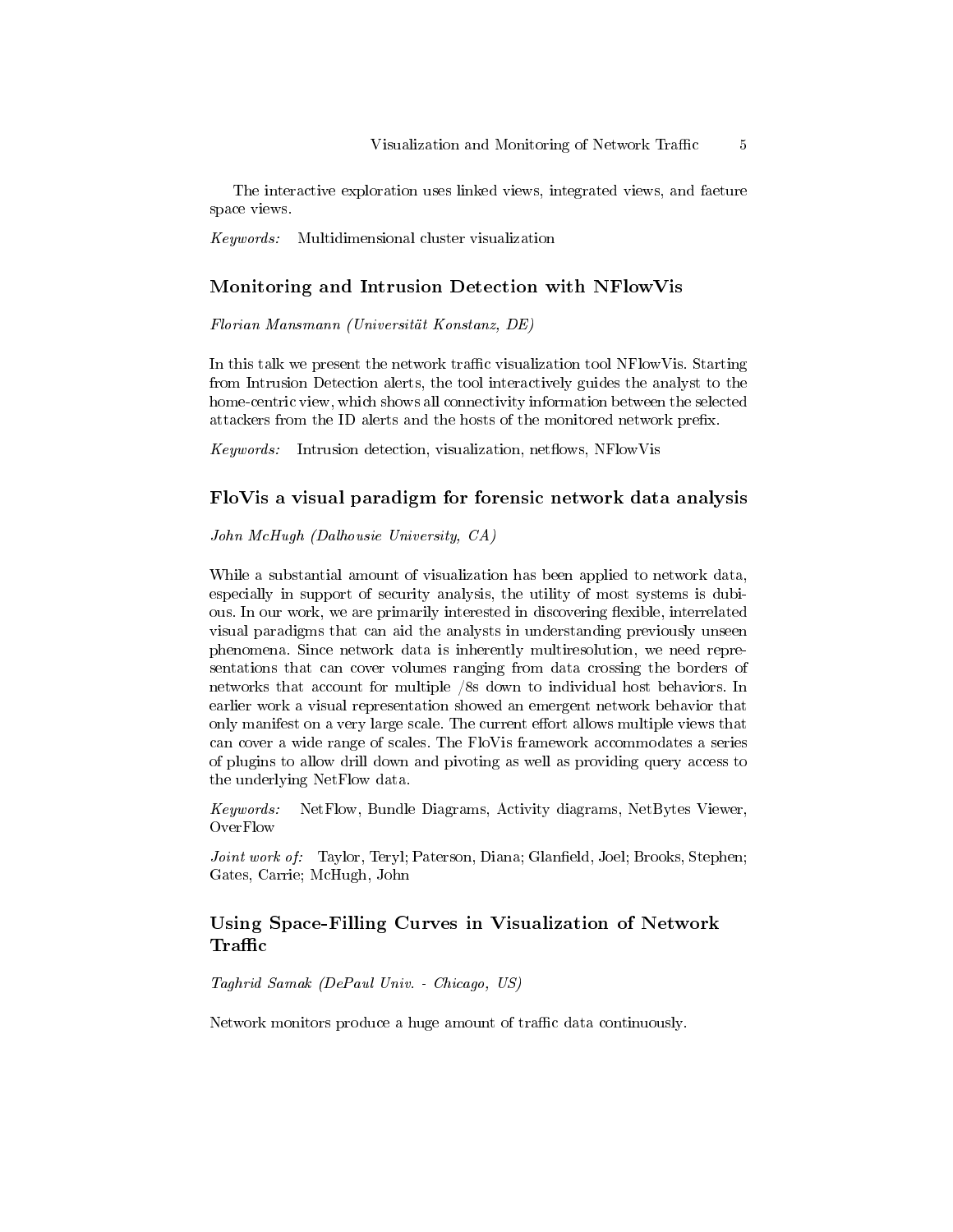The interactive exploration uses linked views, integrated views, and faeture space views.

*Keywords:* Multidimensional cluster visualization

## Monitoring and Intrusion Detection with NFlowVis

*Florian Mansmann (Universität Konstanz, DE)*

In this talk we present the network traffic visualization tool NFlowVis. Starting from Intrusion Detection alerts, the tool interactively guides the analyst to the home-centric view, which shows all connectivity information between the selected attackers from the ID alerts and the hosts of the monitored network prefix.

*Keywords:* Intrusion detection, visualization, netflows, NFlowVis

## FloVis a visual paradigm for forensic network data analysis

*John McHugh (Dalhousie University, CA)*

While a substantial amount of visualization has been applied to network data, especially in support of security analysis, the utility of most systems is dubious. In our work, we are primarily interested in discovering flexible, interrelated visual paradigms that can aid the analysts in understanding previously unseen phenomena. Since network data is inherently multiresolution, we need representations that can cover volumes ranging from data crossing the borders of networks that account for multiple /8s down to individual host behaviors. In earlier work a visual representation showed an emergent network behavior that only manifest on a very large scale. The current effort allows multiple views that can cover a wide range of scales. The FloVis framework accommodates a series of plugins to allow drill down and pivoting as well as providing query access to the underlying NetFlow data.

*Keywords:* NetFlow, Bundle Diagrams, Activity diagrams, NetBytes Viewer, OverFlow

*Joint work of:* Taylor, Teryl; Paterson, Diana; Glanfield, Joel; Brooks, Stephen; Gates, Carrie; McHugh, John

## Using Space-Filling Curves in Visualization of Network Traffic

*Taghrid Samak (DePaul Univ. - Chicago, US)*

Network monitors produce a huge amount of traffic data continuously.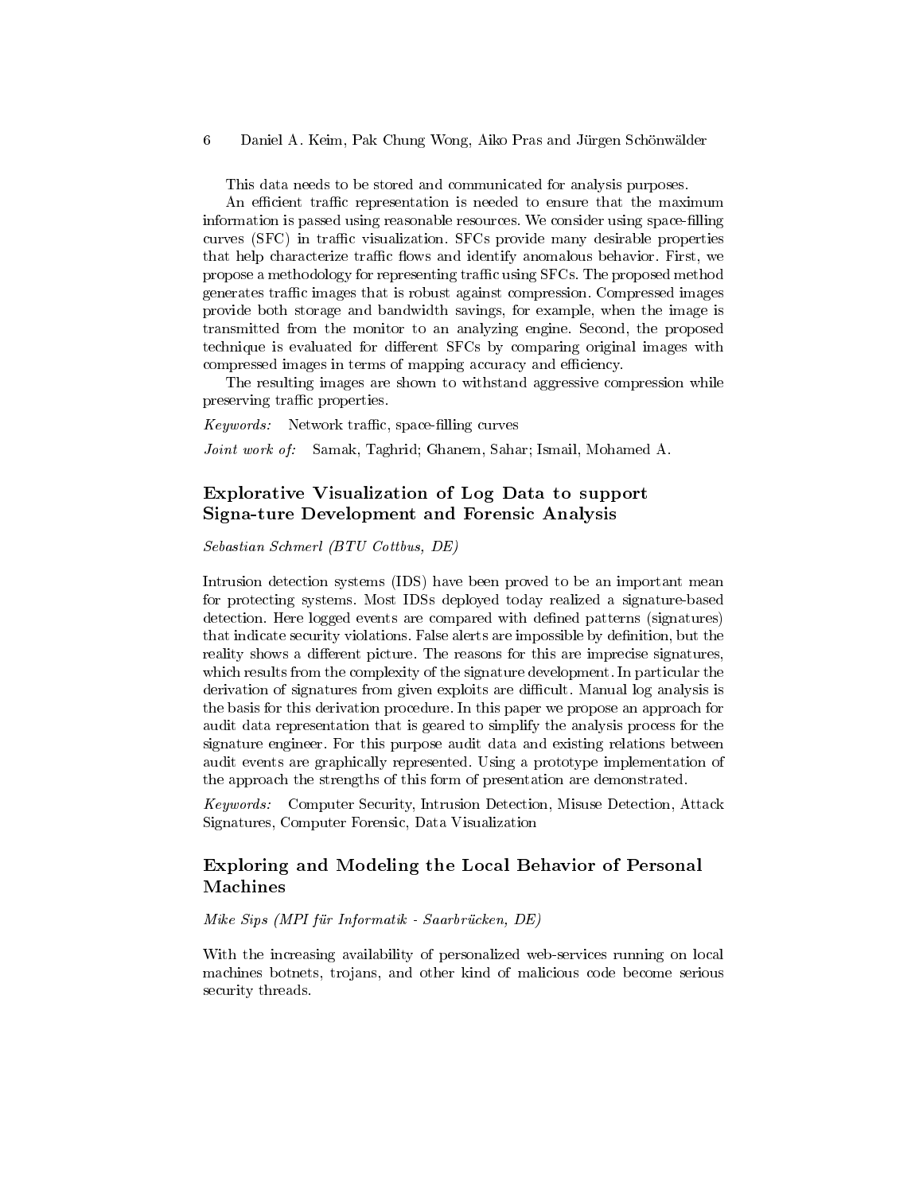This data needs to be stored and communicated for analysis purposes.

An efficient traffic representation is needed to ensure that the maximum information is passed using reasonable resources. We consider using space-filling curves (SFC) in traffic visualization. SFCs provide many desirable properties that help characterize traffic flows and identify anomalous behavior. First, we propose a methodology for representing traffic using SFCs. The proposed method generates traffic images that is robust against compression. Compressed images provide both storage and bandwidth savings, for example, when the image is transmitted from the monitor to an analyzing engine. Second, the proposed technique is evaluated for different SFCs by comparing original images with compressed images in terms of mapping accuracy and efficiency.

The resulting images are shown to withstand aggressive compression while preserving traffic properties.

*Keywords:* Network traffic, space-filling curves

*Joint work of:* Samak, Taghrid; Ghanem, Sahar; Ismail, Mohamed A.

## Explorative Visualization of Log Data to support Signa-ture Development and Forensic Analysis

*Sebastian Schmerl (BTU Cottbus, DE)*

Intrusion detection systems (IDS) have been proved to be an important mean for protecting systems. Most IDSs deployed today realized a signature-based detection. Here logged events are compared with defined patterns (signatures) that indicate security violations. False alerts are impossible by definition, but the reality shows a different picture. The reasons for this are imprecise signatures, which results from the complexity of the signature development. In particular the derivation of signatures from given exploits are difficult. Manual log analysis is the basis for this derivation procedure. In this paper we propose an approach for audit data representation that is geared to simplify the analysis process for the signature engineer. For this purpose audit data and existing relations between audit events are graphically represented. Using a prototype implementation of the approach the strengths of this form of presentation are demonstrated.

*Keywords:* Computer Security, Intrusion Detection, Misuse Detection, Attack Signatures, Computer Forensic, Data Visualization

## Exploring and Modeling the Local Behavior of Personal Machines

*Mike Sips (MPI für Informatik - Saarbrücken, DE)*

With the increasing availability of personalized web-services running on local machines botnets, trojans, and other kind of malicious code become serious security threads.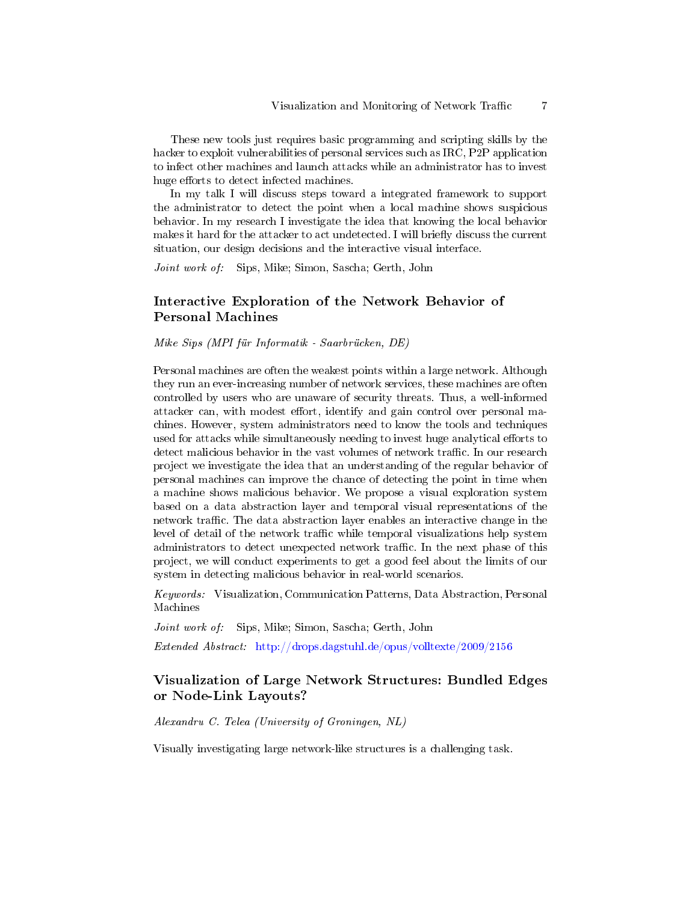These new tools just requires basic programming and scripting skills by the hacker to exploit vulnerabilities of personal services such as IRC, P2P application to infect other machines and launch attacks while an administrator has to invest huge efforts to detect infected machines.

In my talk I will discuss steps toward a integrated framework to support the administrator to detect the point when a local machine shows suspicious behavior. In my research I investigate the idea that knowing the local behavior makes it hard for the attacker to act undetected. I will briefly discuss the current situation, our design decisions and the interactive visual interface.

*Joint work of:* Sips, Mike; Simon, Sascha; Gerth, John

## Interactive Exploration of the Network Behavior of Personal Machines

*Mike Sips (MPI für Informatik - Saarbrücken, DE)*

Personal machines are often the weakest points within a large network. Although they run an ever-increasing number of network services, these machines are often controlled by users who are unaware of security threats. Thus, a well-informed attacker can, with modest effort, identify and gain control over personal machines. However, system administrators need to know the tools and techniques used for attacks while simultaneously needing to invest huge analytical efforts to detect malicious behavior in the vast volumes of network traffic. In our research project we investigate the idea that an understanding of the regular behavior of personal machines can improve the chance of detecting the point in time when a machine shows malicious behavior. We propose a visual exploration system based on a data abstraction layer and temporal visual representations of the network traffic. The data abstraction layer enables an interactive change in the level of detail of the network traffic while temporal visualizations help system administrators to detect unexpected network traffic. In the next phase of this project, we will conduct experiments to get a good feel about the limits of our system in detecting malicious behavior in real-world scenarios.

*Keywords:* Visualization, Communication Patterns, Data Abstraction, Personal Machines

*Joint work of:* Sips, Mike; Simon, Sascha; Gerth, John

*Extended Abstract:* http://drops.dagstuhl.de/opus/volltexte/2009/2156

## Visualization of Large Network Structures: Bundled Edges or Node-Link Layouts?

*Alexandru C. Telea (University of Groningen, NL)*

Visually investigating large network-like structures is a challenging task.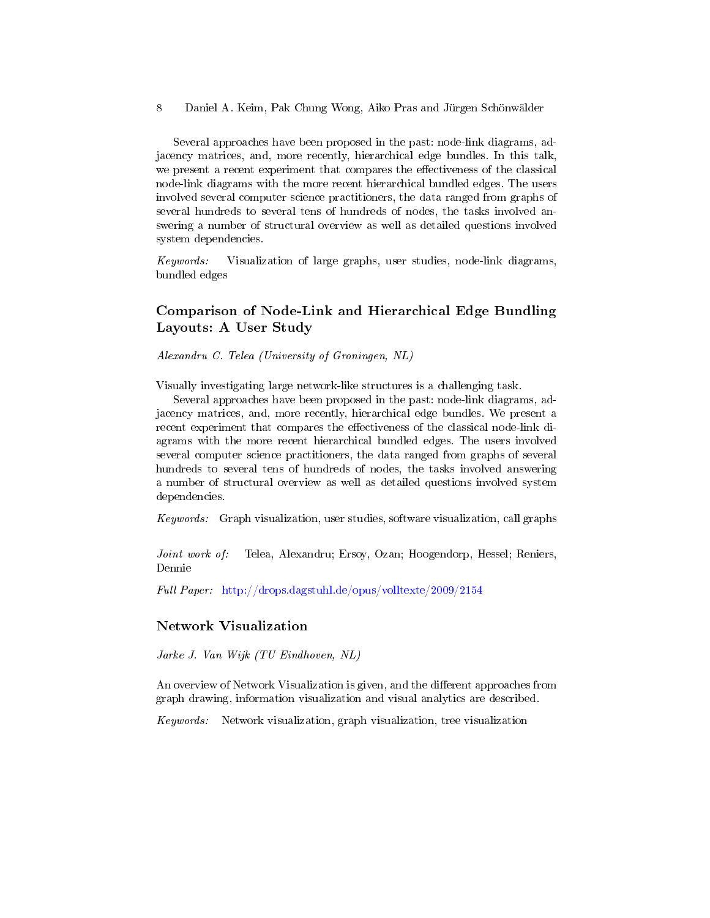Several approaches have been proposed in the past: node-link diagrams, adjacency matrices, and, more recently, hierarchical edge bundles. In this talk, we present a recent experiment that compares the effectiveness of the classical node-link diagrams with the more recent hierarchical bundled edges. The users involved several computer science practitioners, the data ranged from graphs of several hundreds to several tens of hundreds of nodes, the tasks involved answering a number of structural overview as well as detailed questions involved system dependencies.

*Keywords:* Visualization of large graphs, user studies, node-link diagrams, bundled edges

## Comparison of Node-Link and Hierarchical Edge Bundling Layouts: A User Study

*Alexandru C. Telea (University of Groningen, NL)*

Visually investigating large network-like structures is a challenging task.

Several approaches have been proposed in the past: node-link diagrams, adjacency matrices, and, more recently, hierarchical edge bundles. We present a recent experiment that compares the effectiveness of the classical node-link diagrams with the more recent hierarchical bundled edges. The users involved several computer science practitioners, the data ranged from graphs of several hundreds to several tens of hundreds of nodes, the tasks involved answering a number of structural overview as well as detailed questions involved system dependencies.

*Keywords:* Graph visualization, user studies, software visualization, call graphs

*Joint work of:* Telea, Alexandru; Ersoy, Ozan; Hoogendorp, Hessel; Reniers, Dennie

*Full Paper:* http://drops.dagstuhl.de/opus/volltexte/2009/2154

## Network Visualization

*Jarke J. Van Wijk (TU Eindhoven, NL)*

An overview of Network Visualization is given, and the different approaches from graph drawing, information visualization and visual analytics are described.

*Keywords:* Network visualization, graph visualization, tree visualization